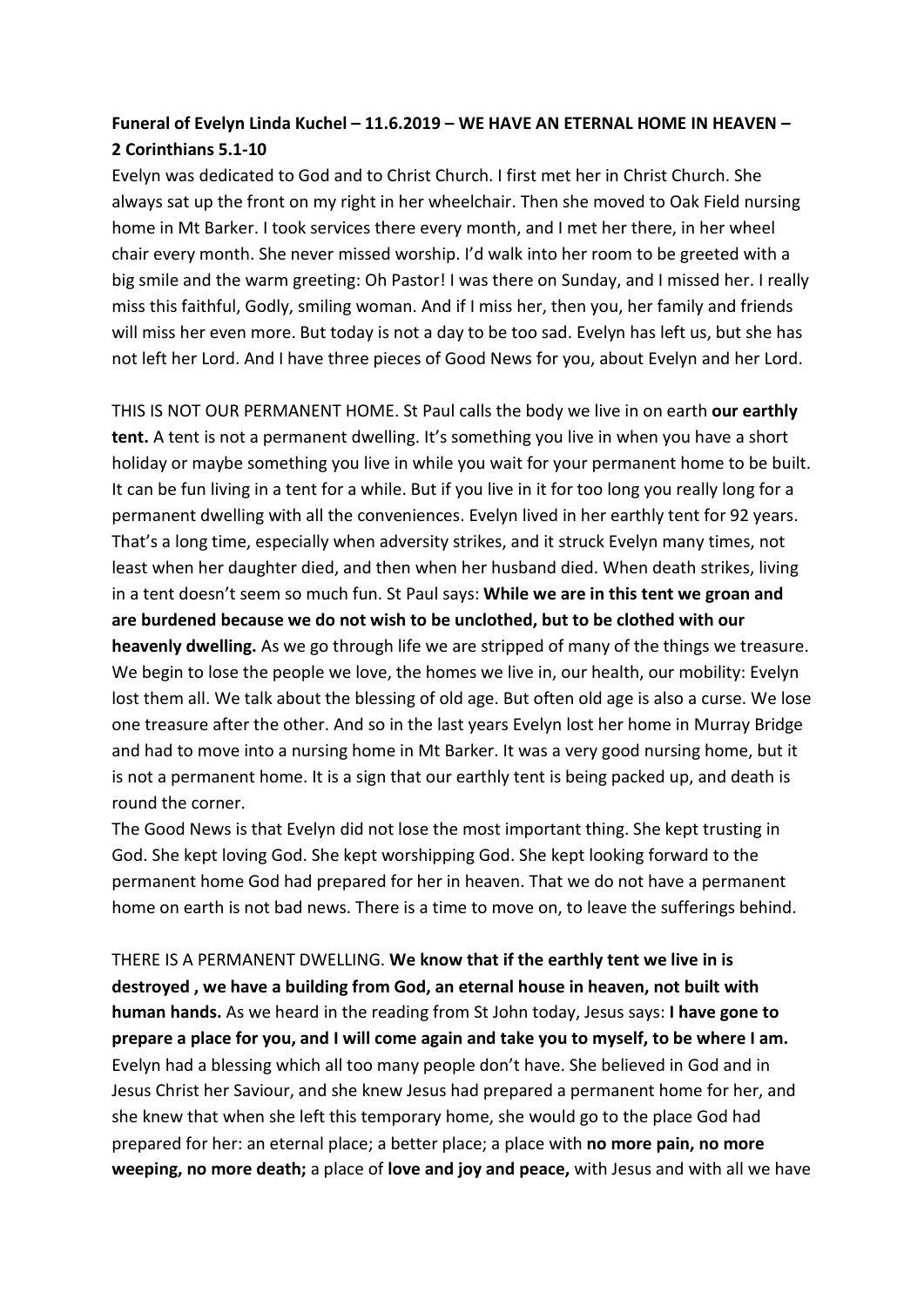**Funeral of Evelyn Linda Kuchel – 11.6.2019 – WE HAVE AN ETERNAL HOME IN HEAVEN – 2 Corinthians 5.1-10**

Evelyn was dedicated to God and to Christ Church. I first met her in Christ Church. She always sat up the front on my right in her wheelchair. Then she moved to Oak Field nursing home in Mt Barker. I took services there every month, and I met her there, in her wheel chair every month. She never missed worship. I'd walk into her room to be greeted with a big smile and the warm greeting: Oh Pastor! I was there on Sunday, and I missed her. I really miss this faithful, Godly, smiling woman. And if I miss her, then you, her family and friends will miss her even more. But today is not a day to be too sad. Evelyn has left us, but she has not left her Lord. And I have three pieces of Good News for you, about Evelyn and her Lord.

THIS IS NOT OUR PERMANENT HOME. St Paul calls the body we live in on earth **our earthly tent.** A tent is not a permanent dwelling. It's something you live in when you have a short holiday or maybe something you live in while you wait for your permanent home to be built. It can be fun living in a tent for a while. But if you live in it for too long you really long for a permanent dwelling with all the conveniences. Evelyn lived in her earthly tent for 92 years. That's a long time, especially when adversity strikes, and it struck Evelyn many times, not least when her daughter died, and then when her husband died. When death strikes, living in a tent doesn't seem so much fun. St Paul says: **While we are in this tent we groan and are burdened because we do not wish to be unclothed, but to be clothed with our heavenly dwelling.** As we go through life we are stripped of many of the things we treasure. We begin to lose the people we love, the homes we live in, our health, our mobility: Evelyn lost them all. We talk about the blessing of old age. But often old age is also a curse. We lose one treasure after the other. And so in the last years Evelyn lost her home in Murray Bridge and had to move into a nursing home in Mt Barker. It was a very good nursing home, but it is not a permanent home. It is a sign that our earthly tent is being packed up, and death is round the corner.
The Good News is that Evelyn did not lose the most important thing. She kept trusting in God. She kept loving God. She kept worshipping God. She kept looking forward to the permanent home God had prepared for her in heaven. That we do not have a permanent home on earth is not bad news. There is a time to move on, to leave the sufferings behind.

THERE IS A PERMANENT DWELLING. **We know that if the earthly tent we live in is destroyed , we have a building from God, an eternal house in heaven, not built with human hands.** As we heard in the reading from St John today, Jesus says: **I have gone to prepare a place for you, and I will come again and take you to myself, to be where I am.** Evelyn had a blessing which all too many people don't have. She believed in God and in Jesus Christ her Saviour, and she knew Jesus had prepared a permanent home for her, and she knew that when she left this temporary home, she would go to the place God had prepared for her: an eternal place; a better place; a place with **no more pain, no more weeping, no more death;** a place of **love and joy and peace,** with Jesus and with all we have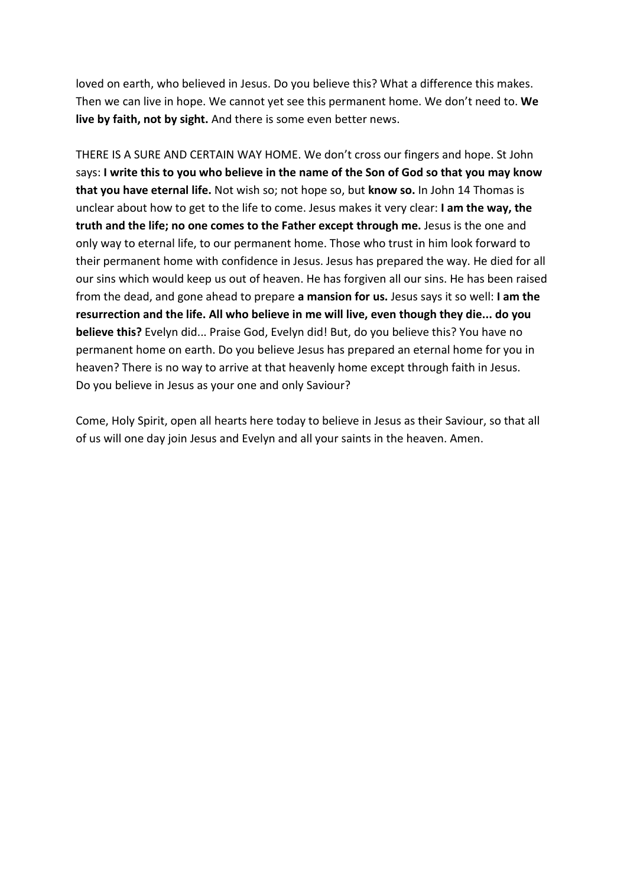loved on earth, who believed in Jesus. Do you believe this? What a difference this makes. Then we can live in hope. We cannot yet see this permanent home. We don't need to. **We live by faith, not by sight.** And there is some even better news.

THERE IS A SURE AND CERTAIN WAY HOME. We don't cross our fingers and hope. St John says: **I write this to you who believe in the name of the Son of God so that you may know that you have eternal life.** Not wish so; not hope so, but **know so.** In John 14 Thomas is unclear about how to get to the life to come. Jesus makes it very clear: **I am the way, the truth and the life; no one comes to the Father except through me.** Jesus is the one and only way to eternal life, to our permanent home. Those who trust in him look forward to their permanent home with confidence in Jesus. Jesus has prepared the way. He died for all our sins which would keep us out of heaven. He has forgiven all our sins. He has been raised from the dead, and gone ahead to prepare **a mansion for us.** Jesus says it so well: **I am the resurrection and the life. All who believe in me will live, even though they die... do you believe this?** Evelyn did... Praise God, Evelyn did! But, do you believe this? You have no permanent home on earth. Do you believe Jesus has prepared an eternal home for you in heaven? There is no way to arrive at that heavenly home except through faith in Jesus. Do you believe in Jesus as your one and only Saviour?

Come, Holy Spirit, open all hearts here today to believe in Jesus as their Saviour, so that all of us will one day join Jesus and Evelyn and all your saints in the heaven. Amen.